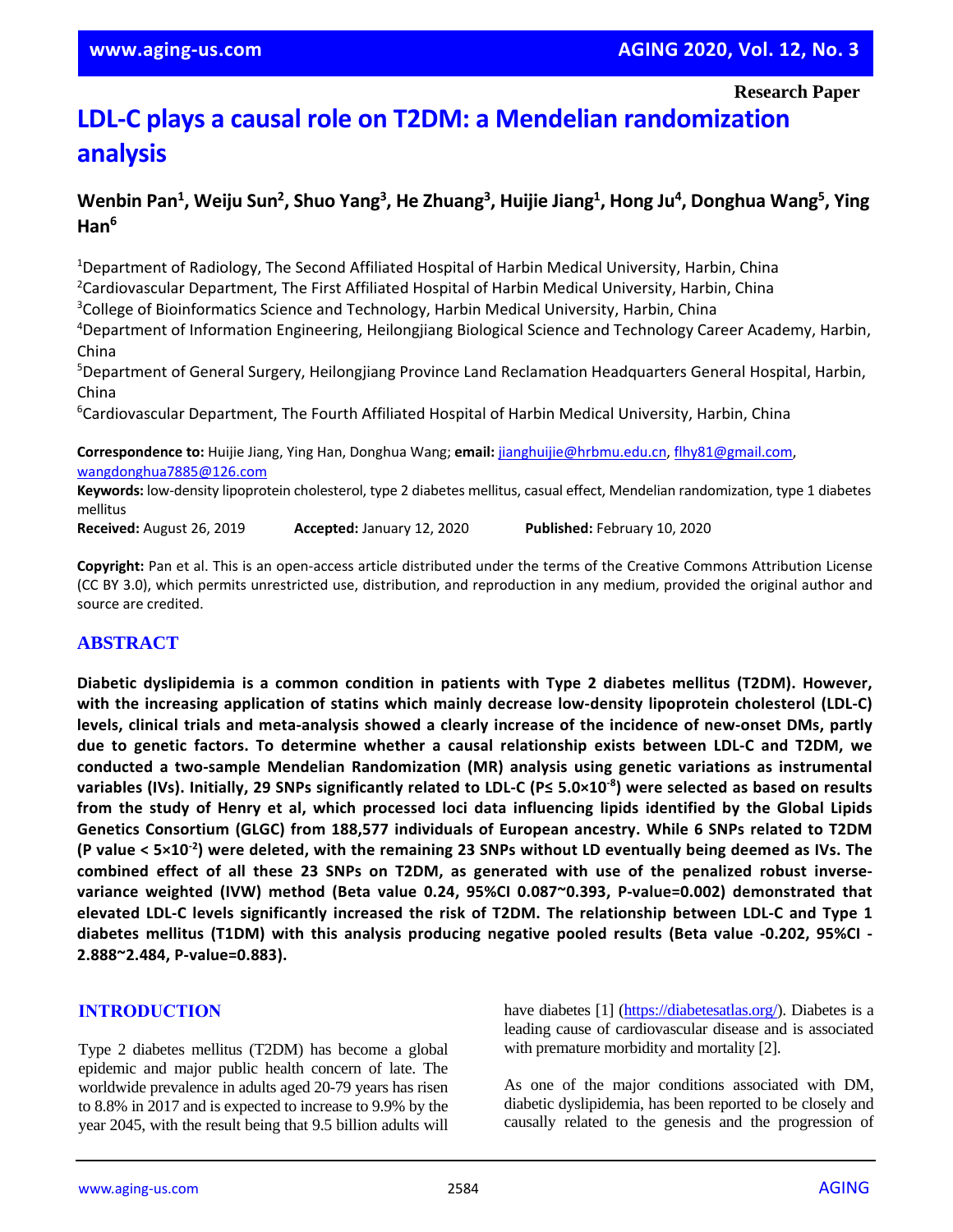Research Paper

# LDL-C plays a causal role on T2DM: a Mendelian randomization analysis

**Wenbin Pan[1], Weiju Sun[2], Shuo Yang[3], He Zhuang[3], Huijie Jiang[1], Hong Ju[4], Donghua Wang[5], Ying Han[6]**

[1]Department of Radiology, The Second Affiliated Hospital of Harbin Medical University, Harbin, China
[2]Cardiovascular Department, The First Affiliated Hospital of Harbin Medical University, Harbin, China
[3]College of Bioinformatics Science and Technology, Harbin Medical University, Harbin, China
[4]Department of Information Engineering, Heilongjiang Biological Science and Technology Career Academy, Harbin, China
[5]Department of General Surgery, Heilongjiang Province Land Reclamation Headquarters General Hospital, Harbin, China
[6]Cardiovascular Department, The Fourth Affiliated Hospital of Harbin Medical University, Harbin, China

**Correspondence to:** Huijie Jiang, Ying Han, Donghua Wang; **email:** jianghuijie@hrbmu.edu.cn, flhy81@gmail.com, wangdonghua7885@126.com

**Keywords:** low-density lipoprotein cholesterol, type 2 diabetes mellitus, casual effect, Mendelian randomization, type 1 diabetes mellitus

**Received:** August 26, 2019 **Accepted:** January 12, 2020 **Published:** February 10, 2020

**Copyright:** Pan et al. This is an open-access article distributed under the terms of the Creative Commons Attribution License (CC BY 3.0), which permits unrestricted use, distribution, and reproduction in any medium, provided the original author and source are credited.

## ABSTRACT

**Diabetic dyslipidemia is a common condition in patients with Type 2 diabetes mellitus (T2DM). However, with the increasing application of statins which mainly decrease low-density lipoprotein cholesterol (LDL-C) levels, clinical trials and meta-analysis showed a clearly increase of the incidence of new-onset DMs, partly due to genetic factors. To determine whether a causal relationship exists between LDL-C and T2DM, we conducted a two-sample Mendelian Randomization (MR) analysis using genetic variations as instrumental variables (IVs). Initially, 29 SNPs significantly related to LDL-C (P≤ $5.0\times10^{-8}$) were selected as based on results from the study of Henry et al, which processed loci data influencing lipids identified by the Global Lipids Genetics Consortium (GLGC) from 188,577 individuals of European ancestry. While 6 SNPs related to T2DM (P value < $5\times10^{-2}$) were deleted, with the remaining 23 SNPs without LD eventually being deemed as IVs. The combined effect of all these 23 SNPs on T2DM, as generated with use of the penalized robust inverse-variance weighted (IVW) method (Beta value 0.24, 95%CI 0.087~0.393, P-value=0.002) demonstrated that elevated LDL-C levels significantly increased the risk of T2DM. The relationship between LDL-C and Type 1 diabetes mellitus (T1DM) with this analysis producing negative pooled results (Beta value -0.202, 95%CI -2.888~2.484, P-value=0.883).**

## INTRODUCTION

Type 2 diabetes mellitus (T2DM) has become a global epidemic and major public health concern of late. The worldwide prevalence in adults aged 20-79 years has risen to 8.8% in 2017 and is expected to increase to 9.9% by the year 2045, with the result being that 9.5 billion adults will have diabetes [1] (https://diabetesatlas.org/). Diabetes is a leading cause of cardiovascular disease and is associated with premature morbidity and mortality [2].

As one of the major conditions associated with DM, diabetic dyslipidemia, has been reported to be closely and causally related to the genesis and the progression of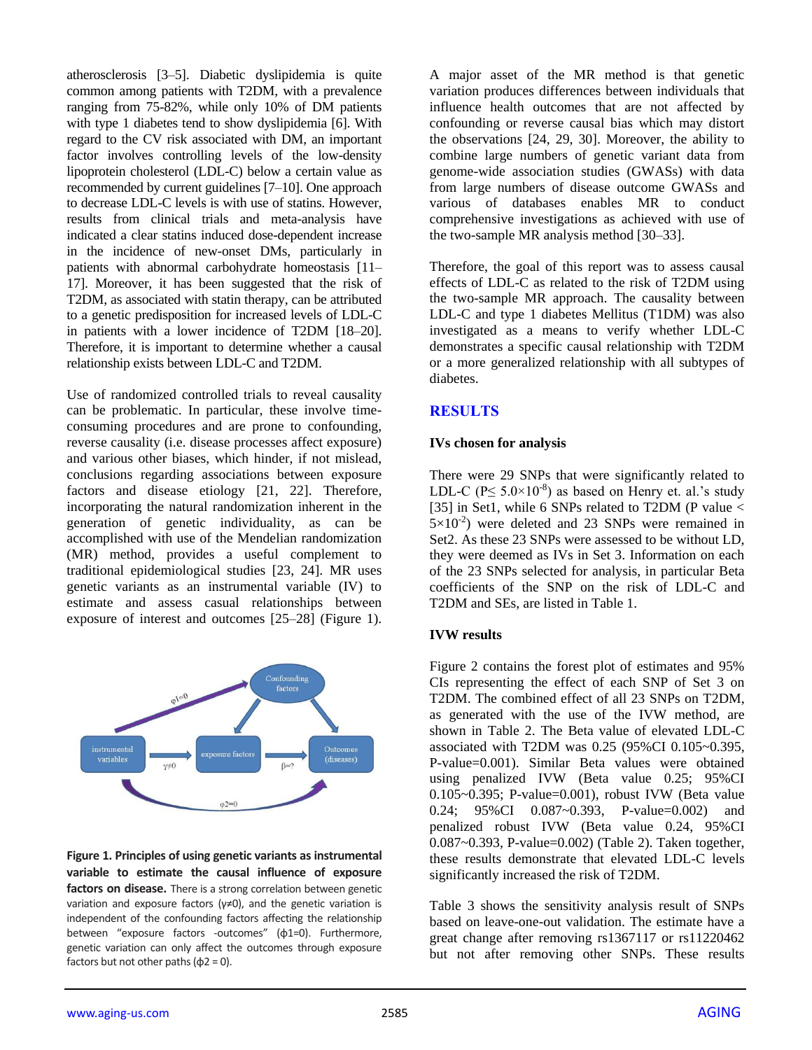atherosclerosis [3–5]. Diabetic dyslipidemia is quite common among patients with T2DM, with a prevalence ranging from 75-82%, while only 10% of DM patients with type 1 diabetes tend to show dyslipidemia [6]. With regard to the CV risk associated with DM, an important factor involves controlling levels of the low-density lipoprotein cholesterol (LDL-C) below a certain value as recommended by current guidelines [7–10]. One approach to decrease LDL-C levels is with use of statins. However, results from clinical trials and meta-analysis have indicated a clear statins induced dose-dependent increase in the incidence of new-onset DMs, particularly in patients with abnormal carbohydrate homeostasis [11–17]. Moreover, it has been suggested that the risk of T2DM, as associated with statin therapy, can be attributed to a genetic predisposition for increased levels of LDL-C in patients with a lower incidence of T2DM [18–20]. Therefore, it is important to determine whether a causal relationship exists between LDL-C and T2DM.

Use of randomized controlled trials to reveal causality can be problematic. In particular, these involve time-consuming procedures and are prone to confounding, reverse causality (i.e. disease processes affect exposure) and various other biases, which hinder, if not mislead, conclusions regarding associations between exposure factors and disease etiology [21, 22]. Therefore, incorporating the natural randomization inherent in the generation of genetic individuality, as can be accomplished with use of the Mendelian randomization (MR) method, provides a useful complement to traditional epidemiological studies [23, 24]. MR uses genetic variants as an instrumental variable (IV) to estimate and assess casual relationships between exposure of interest and outcomes [25–28] (Figure 1).

**Figure 1. Principles of using genetic variants as instrumental variable to estimate the causal influence of exposure factors on disease.** There is a strong correlation between genetic variation and exposure factors ($\gamma \neq 0$), and the genetic variation is independent of the confounding factors affecting the relationship between "exposure factors -outcomes" ($\phi 1=0$). Furthermore, genetic variation can only affect the outcomes through exposure factors but not other paths ($\phi 2 = 0$).

A major asset of the MR method is that genetic variation produces differences between individuals that influence health outcomes that are not affected by confounding or reverse causal bias which may distort the observations [24, 29, 30]. Moreover, the ability to combine large numbers of genetic variant data from genome-wide association studies (GWASs) with data from large numbers of disease outcome GWASs and various of databases enables MR to conduct comprehensive investigations as achieved with use of the two-sample MR analysis method [30–33].

Therefore, the goal of this report was to assess causal effects of LDL-C as related to the risk of T2DM using the two-sample MR approach. The causality between LDL-C and type 1 diabetes Mellitus (T1DM) was also investigated as a means to verify whether LDL-C demonstrates a specific causal relationship with T2DM or a more generalized relationship with all subtypes of diabetes.

## RESULTS

### IVs chosen for analysis

There were 29 SNPs that were significantly related to LDL-C ($P \leq 5.0 \times 10^{-8}$) as based on Henry et. al.'s study [35] in Set1, while 6 SNPs related to T2DM (P value $< 5 \times 10^{-2}$) were deleted and 23 SNPs were remained in Set2. As these 23 SNPs were assessed to be without LD, they were deemed as IVs in Set 3. Information on each of the 23 SNPs selected for analysis, in particular Beta coefficients of the SNP on the risk of LDL-C and T2DM and SEs, are listed in Table 1.

### IVW results

Figure 2 contains the forest plot of estimates and 95% CIs representing the effect of each SNP of Set 3 on T2DM. The combined effect of all 23 SNPs on T2DM, as generated with the use of the IVW method, are shown in Table 2. The Beta value of elevated LDL-C associated with T2DM was 0.25 (95%CI 0.105~0.395, P-value=0.001). Similar Beta values were obtained using penalized IVW (Beta value 0.25; 95%CI 0.105~0.395; P-value=0.001), robust IVW (Beta value 0.24; 95%CI 0.087~0.393, P-value=0.002) and penalized robust IVW (Beta value 0.24, 95%CI 0.087~0.393, P-value=0.002) (Table 2). Taken together, these results demonstrate that elevated LDL-C levels significantly increased the risk of T2DM.

Table 3 shows the sensitivity analysis result of SNPs based on leave-one-out validation. The estimate have a great change after removing rs1367117 or rs11220462 but not after removing other SNPs. These results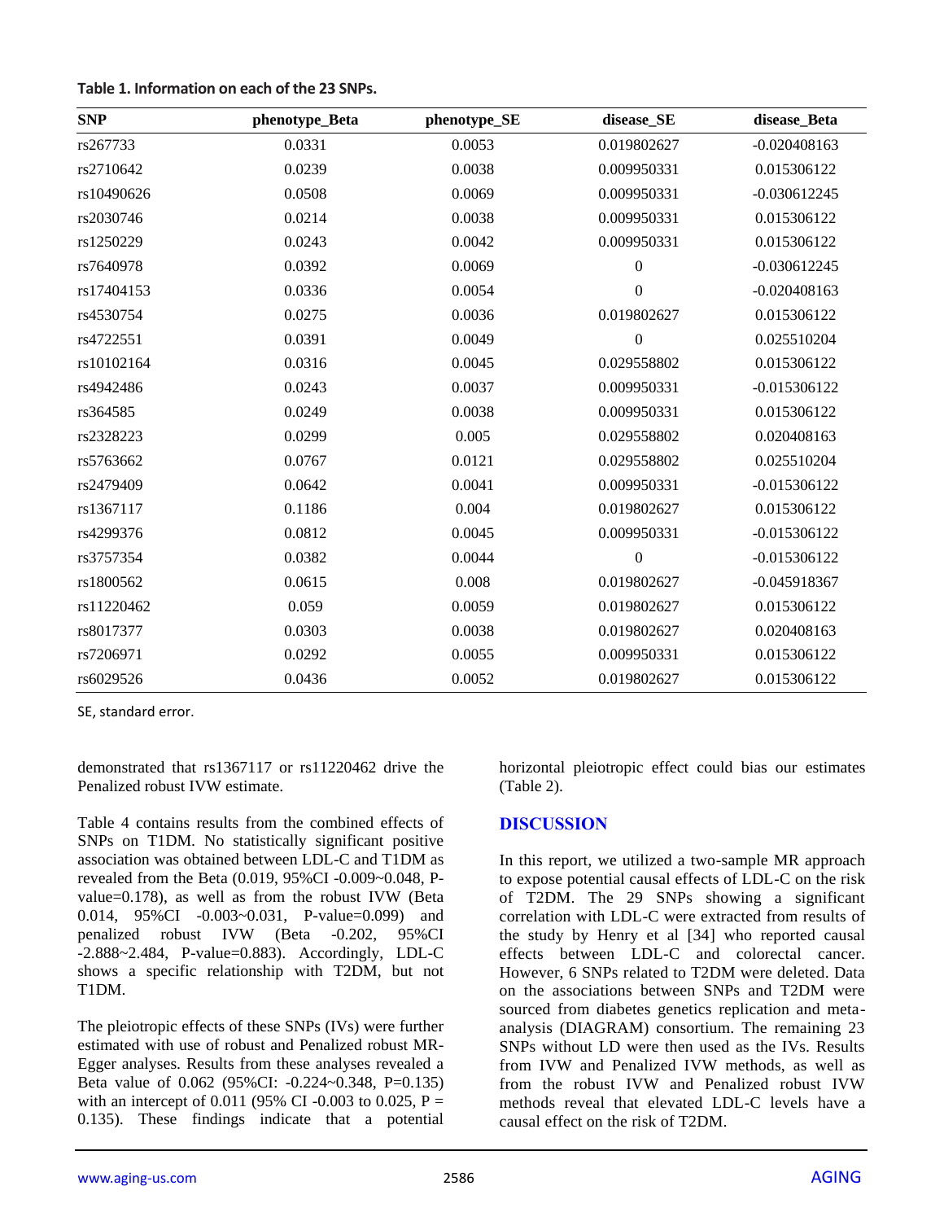**Table 1. Information on each of the 23 SNPs.**

| SNP | phenotype_Beta | phenotype_SE | disease_SE | disease_Beta |
|---|---|---|---|---|
| rs267733 | 0.0331 | 0.0053 | 0.019802627 | -0.020408163 |
| rs2710642 | 0.0239 | 0.0038 | 0.009950331 | 0.015306122 |
| rs10490626 | 0.0508 | 0.0069 | 0.009950331 | -0.030612245 |
| rs2030746 | 0.0214 | 0.0038 | 0.009950331 | 0.015306122 |
| rs1250229 | 0.0243 | 0.0042 | 0.009950331 | 0.015306122 |
| rs7640978 | 0.0392 | 0.0069 | 0 | -0.030612245 |
| rs17404153 | 0.0336 | 0.0054 | 0 | -0.020408163 |
| rs4530754 | 0.0275 | 0.0036 | 0.019802627 | 0.015306122 |
| rs4722551 | 0.0391 | 0.0049 | 0 | 0.025510204 |
| rs10102164 | 0.0316 | 0.0045 | 0.029558802 | 0.015306122 |
| rs4942486 | 0.0243 | 0.0037 | 0.009950331 | -0.015306122 |
| rs364585 | 0.0249 | 0.0038 | 0.009950331 | 0.015306122 |
| rs2328223 | 0.0299 | 0.005 | 0.029558802 | 0.020408163 |
| rs5763662 | 0.0767 | 0.0121 | 0.029558802 | 0.025510204 |
| rs2479409 | 0.0642 | 0.0041 | 0.009950331 | -0.015306122 |
| rs1367117 | 0.1186 | 0.004 | 0.019802627 | 0.015306122 |
| rs4299376 | 0.0812 | 0.0045 | 0.009950331 | -0.015306122 |
| rs3757354 | 0.0382 | 0.0044 | 0 | -0.015306122 |
| rs1800562 | 0.0615 | 0.008 | 0.019802627 | -0.045918367 |
| rs11220462 | 0.059 | 0.0059 | 0.019802627 | 0.015306122 |
| rs8017377 | 0.0303 | 0.0038 | 0.019802627 | 0.020408163 |
| rs7206971 | 0.0292 | 0.0055 | 0.009950331 | 0.015306122 |
| rs6029526 | 0.0436 | 0.0052 | 0.019802627 | 0.015306122 |

SE, standard error.

demonstrated that rs1367117 or rs11220462 drive the Penalized robust IVW estimate.

Table 4 contains results from the combined effects of SNPs on T1DM. No statistically significant positive association was obtained between LDL-C and T1DM as revealed from the Beta (0.019, 95%CI -0.009~0.048, P-value=0.178), as well as from the robust IVW (Beta 0.014, 95%CI -0.003~0.031, P-value=0.099) and penalized robust IVW (Beta -0.202, 95%CI -2.888~2.484, P-value=0.883). Accordingly, LDL-C shows a specific relationship with T2DM, but not T1DM.

The pleiotropic effects of these SNPs (IVs) were further estimated with use of robust and Penalized robust MR-Egger analyses. Results from these analyses revealed a Beta value of 0.062 (95%CI: -0.224~0.348, P=0.135) with an intercept of 0.011 (95% CI -0.003 to 0.025, P = 0.135). These findings indicate that a potential horizontal pleiotropic effect could bias our estimates (Table 2).

## DISCUSSION

In this report, we utilized a two-sample MR approach to expose potential causal effects of LDL-C on the risk of T2DM. The 29 SNPs showing a significant correlation with LDL-C were extracted from results of the study by Henry et al [34] who reported causal effects between LDL-C and colorectal cancer. However, 6 SNPs related to T2DM were deleted. Data on the associations between SNPs and T2DM were sourced from diabetes genetics replication and meta-analysis (DIAGRAM) consortium. The remaining 23 SNPs without LD were then used as the IVs. Results from IVW and Penalized IVW methods, as well as from the robust IVW and Penalized robust IVW methods reveal that elevated LDL-C levels have a causal effect on the risk of T2DM.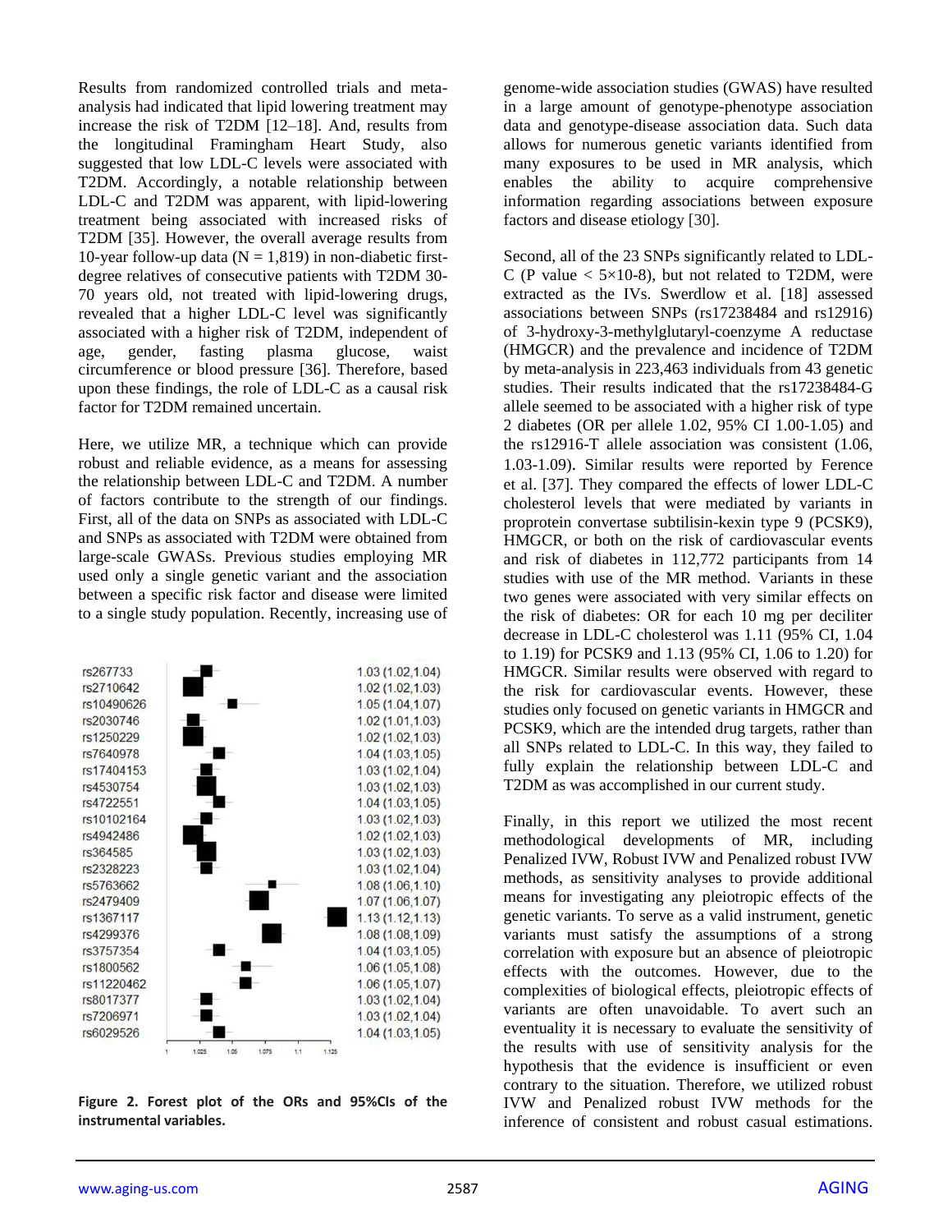Results from randomized controlled trials and meta-analysis had indicated that lipid lowering treatment may increase the risk of T2DM [12–18]. And, results from the longitudinal Framingham Heart Study, also suggested that low LDL-C levels were associated with T2DM. Accordingly, a notable relationship between LDL-C and T2DM was apparent, with lipid-lowering treatment being associated with increased risks of T2DM [35]. However, the overall average results from 10-year follow-up data (N = 1,819) in non-diabetic first-degree relatives of consecutive patients with T2DM 30-70 years old, not treated with lipid-lowering drugs, revealed that a higher LDL-C level was significantly associated with a higher risk of T2DM, independent of age, gender, fasting plasma glucose, waist circumference or blood pressure [36]. Therefore, based upon these findings, the role of LDL-C as a causal risk factor for T2DM remained uncertain.

Here, we utilize MR, a technique which can provide robust and reliable evidence, as a means for assessing the relationship between LDL-C and T2DM. A number of factors contribute to the strength of our findings. First, all of the data on SNPs as associated with LDL-C and SNPs as associated with T2DM were obtained from large-scale GWASs. Previous studies employing MR used only a single genetic variant and the association between a specific risk factor and disease were limited to a single study population. Recently, increasing use of genome-wide association studies (GWAS) have resulted in a large amount of genotype-phenotype association data and genotype-disease association data. Such data allows for numerous genetic variants identified from many exposures to be used in MR analysis, which enables the ability to acquire comprehensive information regarding associations between exposure factors and disease etiology [30].

| SNP | OR (95% CI) |
|---|---|
| rs267733 | 1.03 (1.02,1.04) |
| rs2710642 | 1.02 (1.02,1.03) |
| rs10490626 | 1.05 (1.04,1.07) |
| rs2030746 | 1.02 (1.01,1.03) |
| rs1250229 | 1.02 (1.02,1.03) |
| rs7640978 | 1.04 (1.03,1.05) |
| rs17404153 | 1.03 (1.02,1.04) |
| rs4530754 | 1.03 (1.02,1.03) |
| rs4722551 | 1.04 (1.03,1.05) |
| rs10102164 | 1.03 (1.02,1.03) |
| rs4942486 | 1.02 (1.02,1.03) |
| rs364585 | 1.03 (1.02,1.03) |
| rs2328223 | 1.03 (1.02,1.04) |
| rs5763662 | 1.08 (1.06,1.10) |
| rs2479409 | 1.07 (1.06,1.07) |
| rs1367117 | 1.13 (1.12,1.13) |
| rs4299376 | 1.08 (1.08,1.09) |
| rs3757354 | 1.04 (1.03,1.05) |
| rs1800562 | 1.06 (1.05,1.08) |
| rs11220462 | 1.06 (1.05,1.07) |
| rs8017377 | 1.03 (1.02,1.04) |
| rs7206971 | 1.03 (1.02,1.04) |
| rs6029526 | 1.04 (1.03,1.05) |

**Figure 2. Forest plot of the ORs and 95%CIs of the instrumental variables.**

Second, all of the 23 SNPs significantly related to LDL-C (P value < $5\times10^{-8}$), but not related to T2DM, were extracted as the IVs. Swerdlow et al. [18] assessed associations between SNPs (rs17238484 and rs12916) of 3-hydroxy-3-methylglutaryl-coenzyme A reductase (HMGCR) and the prevalence and incidence of T2DM by meta-analysis in 223,463 individuals from 43 genetic studies. Their results indicated that the rs17238484-G allele seemed to be associated with a higher risk of type 2 diabetes (OR per allele 1.02, 95% CI 1.00-1.05) and the rs12916-T allele association was consistent (1.06, 1.03-1.09). Similar results were reported by Ference et al. [37]. They compared the effects of lower LDL-C cholesterol levels that were mediated by variants in proprotein convertase subtilisin-kexin type 9 (PCSK9), HMGCR, or both on the risk of cardiovascular events and risk of diabetes in 112,772 participants from 14 studies with use of the MR method. Variants in these two genes were associated with very similar effects on the risk of diabetes: OR for each 10 mg per deciliter decrease in LDL-C cholesterol was 1.11 (95% CI, 1.04 to 1.19) for PCSK9 and 1.13 (95% CI, 1.06 to 1.20) for HMGCR. Similar results were observed with regard to the risk for cardiovascular events. However, these studies only focused on genetic variants in HMGCR and PCSK9, which are the intended drug targets, rather than all SNPs related to LDL-C. In this way, they failed to fully explain the relationship between LDL-C and T2DM as was accomplished in our current study.

Finally, in this report we utilized the most recent methodological developments of MR, including Penalized IVW, Robust IVW and Penalized robust IVW methods, as sensitivity analyses to provide additional means for investigating any pleiotropic effects of the genetic variants. To serve as a valid instrument, genetic variants must satisfy the assumptions of a strong correlation with exposure but an absence of pleiotropic effects with the outcomes. However, due to the complexities of biological effects, pleiotropic effects of variants are often unavoidable. To avert such an eventuality it is necessary to evaluate the sensitivity of the results with use of sensitivity analysis for the hypothesis that the evidence is insufficient or even contrary to the situation. Therefore, we utilized robust IVW and Penalized robust IVW methods for the inference of consistent and robust casual estimations.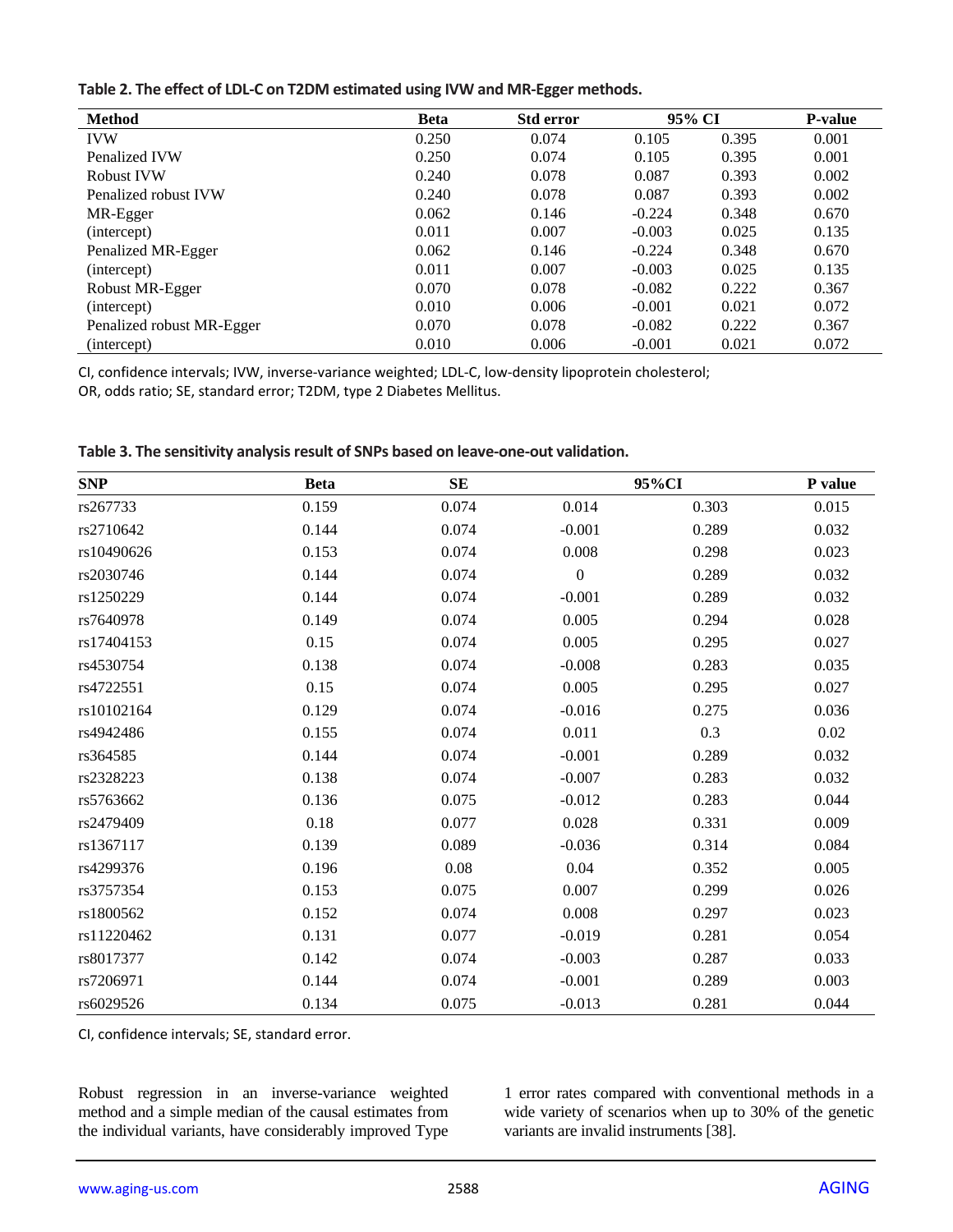**Table 2. The effect of LDL-C on T2DM estimated using IVW and MR-Egger methods.**

| Method | Beta | Std error | 95% CI | | P-value |
|---|---|---|---|---|---|
| IVW | 0.250 | 0.074 | 0.105 | 0.395 | 0.001 |
| Penalized IVW | 0.250 | 0.074 | 0.105 | 0.395 | 0.001 |
| Robust IVW | 0.240 | 0.078 | 0.087 | 0.393 | 0.002 |
| Penalized robust IVW | 0.240 | 0.078 | 0.087 | 0.393 | 0.002 |
| MR-Egger | 0.062 | 0.146 | -0.224 | 0.348 | 0.670 |
| (intercept) | 0.011 | 0.007 | -0.003 | 0.025 | 0.135 |
| Penalized MR-Egger | 0.062 | 0.146 | -0.224 | 0.348 | 0.670 |
| (intercept) | 0.011 | 0.007 | -0.003 | 0.025 | 0.135 |
| Robust MR-Egger | 0.070 | 0.078 | -0.082 | 0.222 | 0.367 |
| (intercept) | 0.010 | 0.006 | -0.001 | 0.021 | 0.072 |
| Penalized robust MR-Egger | 0.070 | 0.078 | -0.082 | 0.222 | 0.367 |
| (intercept) | 0.010 | 0.006 | -0.001 | 0.021 | 0.072 |

CI, confidence intervals; IVW, inverse-variance weighted; LDL-C, low-density lipoprotein cholesterol; OR, odds ratio; SE, standard error; T2DM, type 2 Diabetes Mellitus.

**Table 3. The sensitivity analysis result of SNPs based on leave-one-out validation.**

| SNP | Beta | SE | 95%CI | | P value |
|---|---|---|---|---|---|
| rs267733 | 0.159 | 0.074 | 0.014 | 0.303 | 0.015 |
| rs2710642 | 0.144 | 0.074 | -0.001 | 0.289 | 0.032 |
| rs10490626 | 0.153 | 0.074 | 0.008 | 0.298 | 0.023 |
| rs2030746 | 0.144 | 0.074 | 0 | 0.289 | 0.032 |
| rs1250229 | 0.144 | 0.074 | -0.001 | 0.289 | 0.032 |
| rs7640978 | 0.149 | 0.074 | 0.005 | 0.294 | 0.028 |
| rs17404153 | 0.15 | 0.074 | 0.005 | 0.295 | 0.027 |
| rs4530754 | 0.138 | 0.074 | -0.008 | 0.283 | 0.035 |
| rs4722551 | 0.15 | 0.074 | 0.005 | 0.295 | 0.027 |
| rs10102164 | 0.129 | 0.074 | -0.016 | 0.275 | 0.036 |
| rs4942486 | 0.155 | 0.074 | 0.011 | 0.3 | 0.02 |
| rs364585 | 0.144 | 0.074 | -0.001 | 0.289 | 0.032 |
| rs2328223 | 0.138 | 0.074 | -0.007 | 0.283 | 0.032 |
| rs5763662 | 0.136 | 0.075 | -0.012 | 0.283 | 0.044 |
| rs2479409 | 0.18 | 0.077 | 0.028 | 0.331 | 0.009 |
| rs1367117 | 0.139 | 0.089 | -0.036 | 0.314 | 0.084 |
| rs4299376 | 0.196 | 0.08 | 0.04 | 0.352 | 0.005 |
| rs3757354 | 0.153 | 0.075 | 0.007 | 0.299 | 0.026 |
| rs1800562 | 0.152 | 0.074 | 0.008 | 0.297 | 0.023 |
| rs11220462 | 0.131 | 0.077 | -0.019 | 0.281 | 0.054 |
| rs8017377 | 0.142 | 0.074 | -0.003 | 0.287 | 0.033 |
| rs7206971 | 0.144 | 0.074 | -0.001 | 0.289 | 0.003 |
| rs6029526 | 0.134 | 0.075 | -0.013 | 0.281 | 0.044 |

CI, confidence intervals; SE, standard error.

Robust regression in an inverse-variance weighted method and a simple median of the causal estimates from the individual variants, have considerably improved Type 1 error rates compared with conventional methods in a wide variety of scenarios when up to 30% of the genetic variants are invalid instruments [38].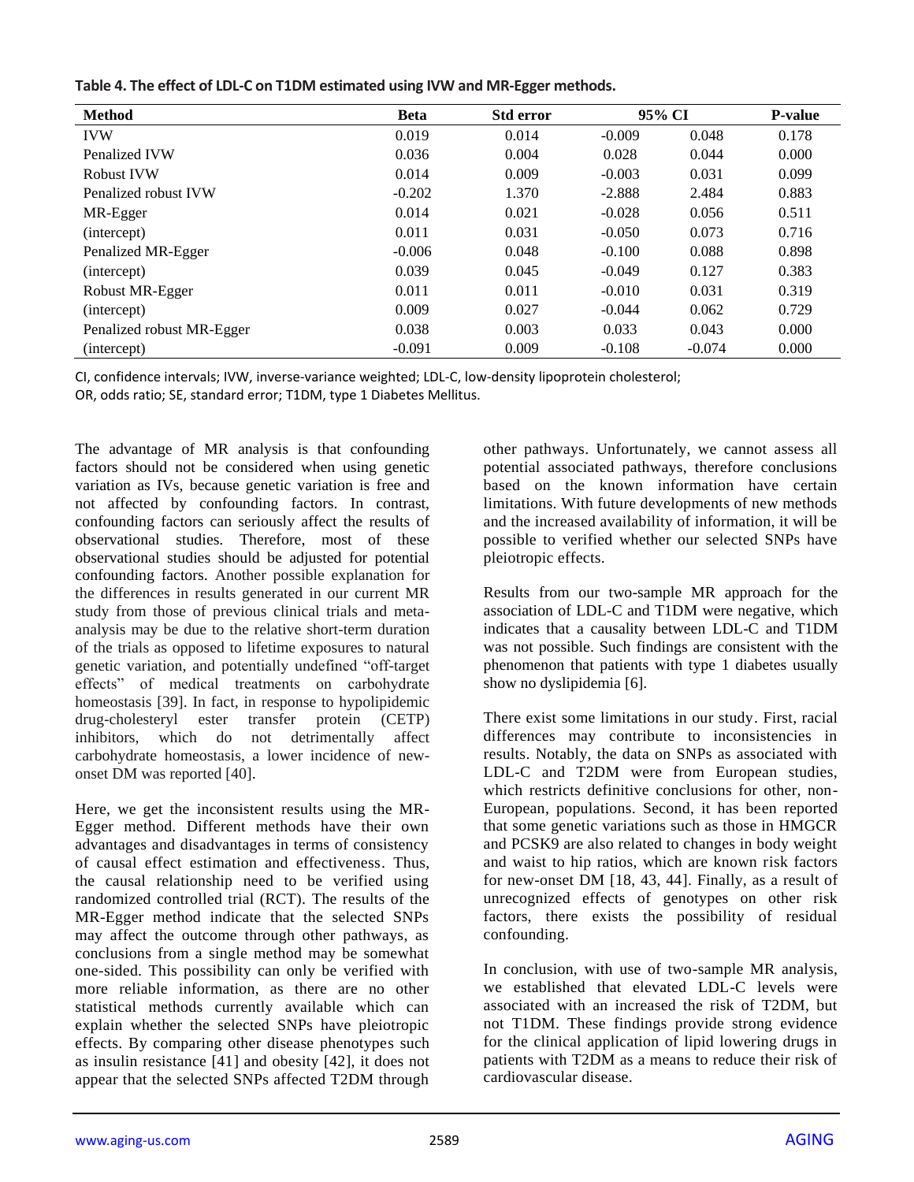**Table 4. The effect of LDL-C on T1DM estimated using IVW and MR-Egger methods.**

| Method | Beta | Std error | 95% CI | | P-value |
|---|---|---|---|---|---|
| IVW | 0.019 | 0.014 | -0.009 | 0.048 | 0.178 |
| Penalized IVW | 0.036 | 0.004 | 0.028 | 0.044 | 0.000 |
| Robust IVW | 0.014 | 0.009 | -0.003 | 0.031 | 0.099 |
| Penalized robust IVW | -0.202 | 1.370 | -2.888 | 2.484 | 0.883 |
| MR-Egger | 0.014 | 0.021 | -0.028 | 0.056 | 0.511 |
| (intercept) | 0.011 | 0.031 | -0.050 | 0.073 | 0.716 |
| Penalized MR-Egger | -0.006 | 0.048 | -0.100 | 0.088 | 0.898 |
| (intercept) | 0.039 | 0.045 | -0.049 | 0.127 | 0.383 |
| Robust MR-Egger | 0.011 | 0.011 | -0.010 | 0.031 | 0.319 |
| (intercept) | 0.009 | 0.027 | -0.044 | 0.062 | 0.729 |
| Penalized robust MR-Egger | 0.038 | 0.003 | 0.033 | 0.043 | 0.000 |
| (intercept) | -0.091 | 0.009 | -0.108 | -0.074 | 0.000 |

CI, confidence intervals; IVW, inverse-variance weighted; LDL-C, low-density lipoprotein cholesterol; OR, odds ratio; SE, standard error; T1DM, type 1 Diabetes Mellitus.

The advantage of MR analysis is that confounding factors should not be considered when using genetic variation as IVs, because genetic variation is free and not affected by confounding factors. In contrast, confounding factors can seriously affect the results of observational studies. Therefore, most of these observational studies should be adjusted for potential confounding factors. Another possible explanation for the differences in results generated in our current MR study from those of previous clinical trials and meta-analysis may be due to the relative short-term duration of the trials as opposed to lifetime exposures to natural genetic variation, and potentially undefined "off-target effects" of medical treatments on carbohydrate homeostasis [39]. In fact, in response to hypolipidemic drug-cholesteryl ester transfer protein (CETP) inhibitors, which do not detrimentally affect carbohydrate homeostasis, a lower incidence of new-onset DM was reported [40].

Here, we get the inconsistent results using the MR-Egger method. Different methods have their own advantages and disadvantages in terms of consistency of causal effect estimation and effectiveness. Thus, the causal relationship need to be verified using randomized controlled trial (RCT). The results of the MR-Egger method indicate that the selected SNPs may affect the outcome through other pathways, as conclusions from a single method may be somewhat one-sided. This possibility can only be verified with more reliable information, as there are no other statistical methods currently available which can explain whether the selected SNPs have pleiotropic effects. By comparing other disease phenotypes such as insulin resistance [41] and obesity [42], it does not appear that the selected SNPs affected T2DM through other pathways. Unfortunately, we cannot assess all potential associated pathways, therefore conclusions based on the known information have certain limitations. With future developments of new methods and the increased availability of information, it will be possible to verified whether our selected SNPs have pleiotropic effects.

Results from our two-sample MR approach for the association of LDL-C and T1DM were negative, which indicates that a causality between LDL-C and T1DM was not possible. Such findings are consistent with the phenomenon that patients with type 1 diabetes usually show no dyslipidemia [6].

There exist some limitations in our study. First, racial differences may contribute to inconsistencies in results. Notably, the data on SNPs as associated with LDL-C and T2DM were from European studies, which restricts definitive conclusions for other, non-European, populations. Second, it has been reported that some genetic variations such as those in HMGCR and PCSK9 are also related to changes in body weight and waist to hip ratios, which are known risk factors for new-onset DM [18, 43, 44]. Finally, as a result of unrecognized effects of genotypes on other risk factors, there exists the possibility of residual confounding.

In conclusion, with use of two-sample MR analysis, we established that elevated LDL-C levels were associated with an increased the risk of T2DM, but not T1DM. These findings provide strong evidence for the clinical application of lipid lowering drugs in patients with T2DM as a means to reduce their risk of cardiovascular disease.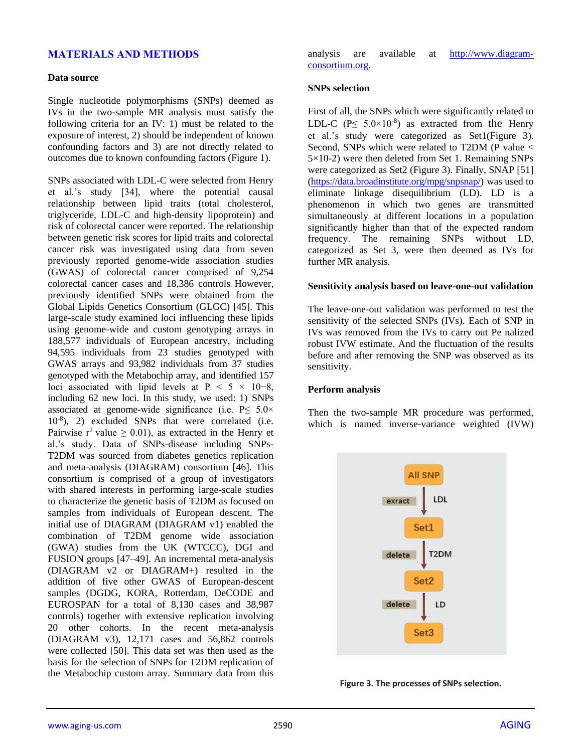## MATERIALS AND METHODS

### Data source

Single nucleotide polymorphisms (SNPs) deemed as IVs in the two-sample MR analysis must satisfy the following criteria for an IV: 1) must be related to the exposure of interest, 2) should be independent of known confounding factors and 3) are not directly related to outcomes due to known confounding factors (Figure 1).

SNPs associated with LDL-C were selected from Henry et al.'s study [34], where the potential causal relationship between lipid traits (total cholesterol, triglyceride, LDL-C and high-density lipoprotein) and risk of colorectal cancer were reported. The relationship between genetic risk scores for lipid traits and colorectal cancer risk was investigated using data from seven previously reported genome-wide association studies (GWAS) of colorectal cancer comprised of 9,254 colorectal cancer cases and 18,386 controls. However, previously identified SNPs were obtained from the Global Lipids Genetics Consortium (GLGC) [45]. This large-scale study examined loci influencing these lipids using genome-wide and custom genotyping arrays in 188,577 individuals of European ancestry, including 94,595 individuals from 23 studies genotyped with GWAS arrays and 93,982 individuals from 37 studies genotyped with the Metabochip array, and identified 157 loci associated with lipid levels at $P < 5 \times 10{-}8$, including 62 new loci. In this study, we used: 1) SNPs associated at genome-wide significance (i.e. $P \leq 5.0 \times 10^{-8}$), 2) excluded SNPs that were correlated (i.e. Pairwise $r^2$ value $\geq 0.01$), as extracted in the Henry et al.'s study. Data of SNPs-disease including SNPs-T2DM was sourced from diabetes genetics replication and meta-analysis (DIAGRAM) consortium [46]. This consortium is comprised of a group of investigators with shared interests in performing large-scale studies to characterize the genetic basis of T2DM as focused on samples from individuals of European descent. The initial use of DIAGRAM (DIAGRAM v1) enabled the combination of T2DM genome wide association (GWA) studies from the UK (WTCCC), DGI and FUSION groups [47–49]. An incremental meta-analysis (DIAGRAM v2 or DIAGRAM+) resulted in the addition of five other GWAS of European-descent samples (DGDG, KORA, Rotterdam, DeCODE and EUROSPAN for a total of 8,130 cases and 38,987 controls) together with extensive replication involving 20 other cohorts. In the recent meta-analysis (DIAGRAM v3), 12,171 cases and 56,862 controls were collected [50]. This data set was then used as the basis for the selection of SNPs for T2DM replication of the Metabochip custom array. Summary data from this analysis are available at http://www.diagram-consortium.org.

### SNPs selection

First of all, the SNPs which were significantly related to LDL-C ($P \leq 5.0 \times 10^{-8}$) as extracted from the Henry et al.'s study were categorized as Set1(Figure 3). Second, SNPs which were related to T2DM (P value < 5×10-2) were then deleted from Set 1. Remaining SNPs were categorized as Set2 (Figure 3). Finally, SNAP [51] (https://data.broadinstitute.org/mpg/snpsnap/) was used to eliminate linkage disequilibrium (LD). LD is a phenomenon in which two genes are transmitted simultaneously at different locations in a population significantly higher than that of the expected random frequency. The remaining SNPs without LD, categorized as Set 3, were then deemed as IVs for further MR analysis.

All SNP → exract (LDL) → Set1 → delete (T2DM) → Set2 → delete (LD) → Set3

**Figure 3. The processes of SNPs selection.**

### Sensitivity analysis based on leave-one-out validation

The leave-one-out validation was performed to test the sensitivity of the selected SNPs (IVs). Each of SNP in IVs was removed from the IVs to carry out Pe nalized robust IVW estimate. And the fluctuation of the results before and after removing the SNP was observed as its sensitivity.

### Perform analysis

Then the two-sample MR procedure was performed, which is named inverse-variance weighted (IVW)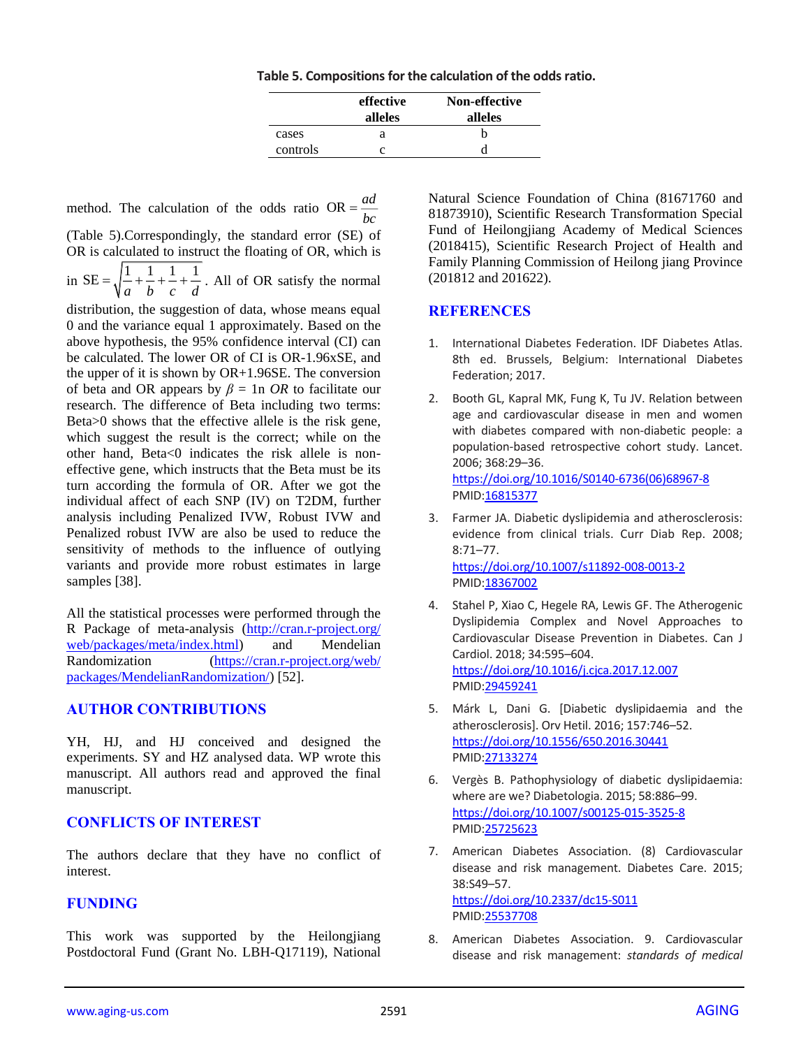**Table 5. Compositions for the calculation of the odds ratio.**

| | effective alleles | Non-effective alleles |
|---|---|---|
| cases | a | b |
| controls | c | d |

method. The calculation of the odds ratio $\mathrm{OR} = \frac{ad}{bc}$ (Table 5).Correspondingly, the standard error (SE) of OR is calculated to instruct the floating of OR, which is in $\mathrm{SE} = \sqrt{\frac{1}{a}+\frac{1}{b}+\frac{1}{c}+\frac{1}{d}}$. All of OR satisfy the normal distribution, the suggestion of data, whose means equal 0 and the variance equal 1 approximately. Based on the above hypothesis, the 95% confidence interval (CI) can be calculated. The lower OR of CI is OR-1.96xSE, and the upper of it is shown by OR+1.96SE. The conversion of beta and OR appears by $\beta = 1\mathrm{n}\ OR$ to facilitate our research. The difference of Beta including two terms: Beta>0 shows that the effective allele is the risk gene, which suggest the result is the correct; while on the other hand, Beta<0 indicates the risk allele is non-effective gene, which instructs that the Beta must be its turn according the formula of OR. After we got the individual affect of each SNP (IV) on T2DM, further analysis including Penalized IVW, Robust IVW and Penalized robust IVW are also be used to reduce the sensitivity of methods to the influence of outlying variants and provide more robust estimates in large samples [38].

All the statistical processes were performed through the R Package of meta-analysis (http://cran.r-project.org/web/packages/meta/index.html) and Mendelian Randomization (https://cran.r-project.org/web/packages/MendelianRandomization/) [52].

## AUTHOR CONTRIBUTIONS

YH, HJ, and HJ conceived and designed the experiments. SY and HZ analysed data. WP wrote this manuscript. All authors read and approved the final manuscript.

## CONFLICTS OF INTEREST

The authors declare that they have no conflict of interest.

## FUNDING

This work was supported by the Heilongjiang Postdoctoral Fund (Grant No. LBH-Q17119), National Natural Science Foundation of China (81671760 and 81873910), Scientific Research Transformation Special Fund of Heilongjiang Academy of Medical Sciences (2018415), Scientific Research Project of Health and Family Planning Commission of Heilong jiang Province (201812 and 201622).

## REFERENCES

1. International Diabetes Federation. IDF Diabetes Atlas. 8th ed. Brussels, Belgium: International Diabetes Federation; 2017.

2. Booth GL, Kapral MK, Fung K, Tu JV. Relation between age and cardiovascular disease in men and women with diabetes compared with non-diabetic people: a population-based retrospective cohort study. Lancet. 2006; 368:29–36. https://doi.org/10.1016/S0140-6736(06)68967-8 PMID:16815377

3. Farmer JA. Diabetic dyslipidemia and atherosclerosis: evidence from clinical trials. Curr Diab Rep. 2008; 8:71–77. https://doi.org/10.1007/s11892-008-0013-2 PMID:18367002

4. Stahel P, Xiao C, Hegele RA, Lewis GF. The Atherogenic Dyslipidemia Complex and Novel Approaches to Cardiovascular Disease Prevention in Diabetes. Can J Cardiol. 2018; 34:595–604. https://doi.org/10.1016/j.cjca.2017.12.007 PMID:29459241

5. Márk L, Dani G. [Diabetic dyslipidaemia and the atherosclerosis]. Orv Hetil. 2016; 157:746–52. https://doi.org/10.1556/650.2016.30441 PMID:27133274

6. Vergès B. Pathophysiology of diabetic dyslipidaemia: where are we? Diabetologia. 2015; 58:886–99. https://doi.org/10.1007/s00125-015-3525-8 PMID:25725623

7. American Diabetes Association. (8) Cardiovascular disease and risk management. Diabetes Care. 2015; 38:S49–57. https://doi.org/10.2337/dc15-S011 PMID:25537708

8. American Diabetes Association. 9. Cardiovascular disease and risk management: *standards of medical*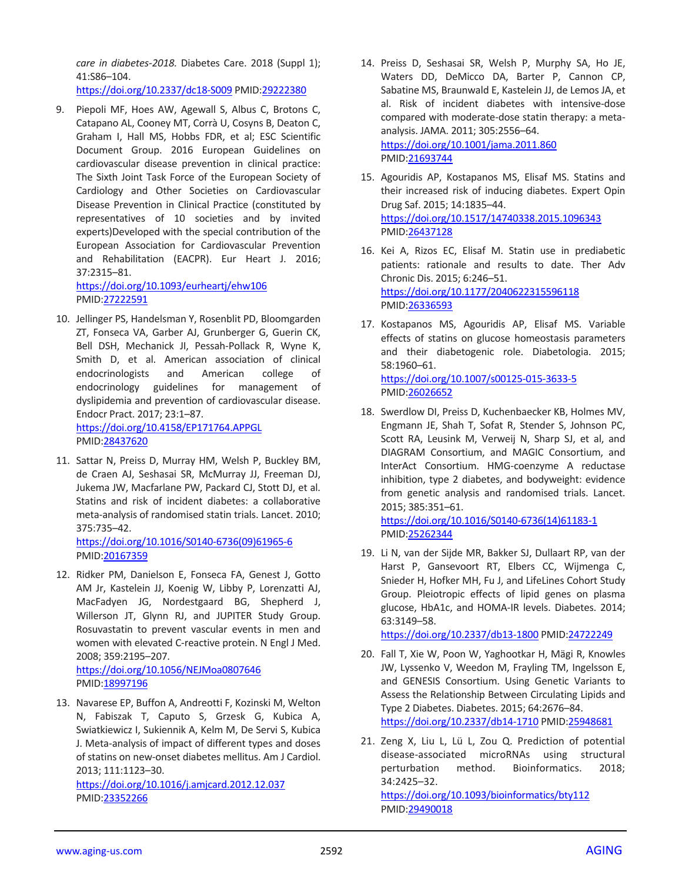*care in diabetes-2018.* Diabetes Care. 2018 (Suppl 1); 41:S86–104.
https://doi.org/10.2337/dc18-S009 PMID:29222380

9. Piepoli MF, Hoes AW, Agewall S, Albus C, Brotons C, Catapano AL, Cooney MT, Corrà U, Cosyns B, Deaton C, Graham I, Hall MS, Hobbs FDR, et al; ESC Scientific Document Group. 2016 European Guidelines on cardiovascular disease prevention in clinical practice: The Sixth Joint Task Force of the European Society of Cardiology and Other Societies on Cardiovascular Disease Prevention in Clinical Practice (constituted by representatives of 10 societies and by invited experts)Developed with the special contribution of the European Association for Cardiovascular Prevention and Rehabilitation (EACPR). Eur Heart J. 2016; 37:2315–81.
https://doi.org/10.1093/eurheartj/ehw106
PMID:27222591

10. Jellinger PS, Handelsman Y, Rosenblit PD, Bloomgarden ZT, Fonseca VA, Garber AJ, Grunberger G, Guerin CK, Bell DSH, Mechanick JI, Pessah-Pollack R, Wyne K, Smith D, et al. American association of clinical endocrinologists and American college of endocrinology guidelines for management of dyslipidemia and prevention of cardiovascular disease. Endocr Pract. 2017; 23:1–87.
https://doi.org/10.4158/EP171764.APPGL
PMID:28437620

11. Sattar N, Preiss D, Murray HM, Welsh P, Buckley BM, de Craen AJ, Seshasai SR, McMurray JJ, Freeman DJ, Jukema JW, Macfarlane PW, Packard CJ, Stott DJ, et al. Statins and risk of incident diabetes: a collaborative meta-analysis of randomised statin trials. Lancet. 2010; 375:735–42.
https://doi.org/10.1016/S0140-6736(09)61965-6
PMID:20167359

12. Ridker PM, Danielson E, Fonseca FA, Genest J, Gotto AM Jr, Kastelein JJ, Koenig W, Libby P, Lorenzatti AJ, MacFadyen JG, Nordestgaard BG, Shepherd J, Willerson JT, Glynn RJ, and JUPITER Study Group. Rosuvastatin to prevent vascular events in men and women with elevated C-reactive protein. N Engl J Med. 2008; 359:2195–207.
https://doi.org/10.1056/NEJMoa0807646
PMID:18997196

13. Navarese EP, Buffon A, Andreotti F, Kozinski M, Welton N, Fabiszak T, Caputo S, Grzesk G, Kubica A, Swiatkiewicz I, Sukiennik A, Kelm M, De Servi S, Kubica J. Meta-analysis of impact of different types and doses of statins on new-onset diabetes mellitus. Am J Cardiol. 2013; 111:1123–30.
https://doi.org/10.1016/j.amjcard.2012.12.037
PMID:23352266

14. Preiss D, Seshasai SR, Welsh P, Murphy SA, Ho JE, Waters DD, DeMicco DA, Barter P, Cannon CP, Sabatine MS, Braunwald E, Kastelein JJ, de Lemos JA, et al. Risk of incident diabetes with intensive-dose compared with moderate-dose statin therapy: a meta-analysis. JAMA. 2011; 305:2556–64.
https://doi.org/10.1001/jama.2011.860
PMID:21693744

15. Agouridis AP, Kostapanos MS, Elisaf MS. Statins and their increased risk of inducing diabetes. Expert Opin Drug Saf. 2015; 14:1835–44.
https://doi.org/10.1517/14740338.2015.1096343
PMID:26437128

16. Kei A, Rizos EC, Elisaf M. Statin use in prediabetic patients: rationale and results to date. Ther Adv Chronic Dis. 2015; 6:246–51.
https://doi.org/10.1177/2040622315596118
PMID:26336593

17. Kostapanos MS, Agouridis AP, Elisaf MS. Variable effects of statins on glucose homeostasis parameters and their diabetogenic role. Diabetologia. 2015; 58:1960–61.
https://doi.org/10.1007/s00125-015-3633-5
PMID:26026652

18. Swerdlow DI, Preiss D, Kuchenbaecker KB, Holmes MV, Engmann JE, Shah T, Sofat R, Stender S, Johnson PC, Scott RA, Leusink M, Verweij N, Sharp SJ, et al, and DIAGRAM Consortium, and MAGIC Consortium, and InterAct Consortium. HMG-coenzyme A reductase inhibition, type 2 diabetes, and bodyweight: evidence from genetic analysis and randomised trials. Lancet. 2015; 385:351–61.
https://doi.org/10.1016/S0140-6736(14)61183-1
PMID:25262344

19. Li N, van der Sijde MR, Bakker SJ, Dullaart RP, van der Harst P, Gansevoort RT, Elbers CC, Wijmenga C, Snieder H, Hofker MH, Fu J, and LifeLines Cohort Study Group. Pleiotropic effects of lipid genes on plasma glucose, HbA1c, and HOMA-IR levels. Diabetes. 2014; 63:3149–58.
https://doi.org/10.2337/db13-1800 PMID:24722249

20. Fall T, Xie W, Poon W, Yaghootkar H, Mägi R, Knowles JW, Lyssenko V, Weedon M, Frayling TM, Ingelsson E, and GENESIS Consortium. Using Genetic Variants to Assess the Relationship Between Circulating Lipids and Type 2 Diabetes. Diabetes. 2015; 64:2676–84.
https://doi.org/10.2337/db14-1710 PMID:25948681

21. Zeng X, Liu L, Lü L, Zou Q. Prediction of potential disease-associated microRNAs using structural perturbation method. Bioinformatics. 2018; 34:2425–32.
https://doi.org/10.1093/bioinformatics/bty112
PMID:29490018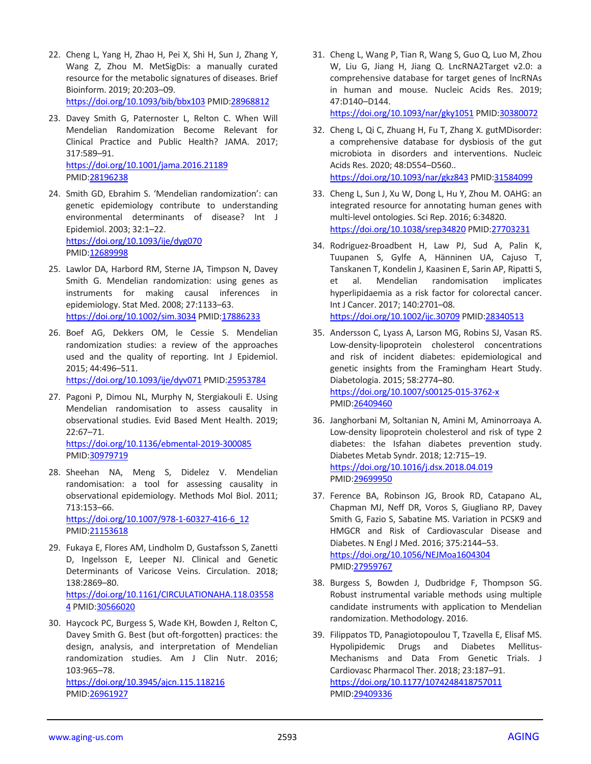22. Cheng L, Yang H, Zhao H, Pei X, Shi H, Sun J, Zhang Y, Wang Z, Zhou M. MetSigDis: a manually curated resource for the metabolic signatures of diseases. Brief Bioinform. 2019; 20:203–09. https://doi.org/10.1093/bib/bbx103 PMID:28968812

23. Davey Smith G, Paternoster L, Relton C. When Will Mendelian Randomization Become Relevant for Clinical Practice and Public Health? JAMA. 2017; 317:589–91. https://doi.org/10.1001/jama.2016.21189 PMID:28196238

24. Smith GD, Ebrahim S. 'Mendelian randomization': can genetic epidemiology contribute to understanding environmental determinants of disease? Int J Epidemiol. 2003; 32:1–22. https://doi.org/10.1093/ije/dyg070 PMID:12689998

25. Lawlor DA, Harbord RM, Sterne JA, Timpson N, Davey Smith G. Mendelian randomization: using genes as instruments for making causal inferences in epidemiology. Stat Med. 2008; 27:1133–63. https://doi.org/10.1002/sim.3034 PMID:17886233

26. Boef AG, Dekkers OM, le Cessie S. Mendelian randomization studies: a review of the approaches used and the quality of reporting. Int J Epidemiol. 2015; 44:496–511. https://doi.org/10.1093/ije/dyv071 PMID:25953784

27. Pagoni P, Dimou NL, Murphy N, Stergiakouli E. Using Mendelian randomisation to assess causality in observational studies. Evid Based Ment Health. 2019; 22:67–71. https://doi.org/10.1136/ebmental-2019-300085 PMID:30979719

28. Sheehan NA, Meng S, Didelez V. Mendelian randomisation: a tool for assessing causality in observational epidemiology. Methods Mol Biol. 2011; 713:153–66. https://doi.org/10.1007/978-1-60327-416-6_12 PMID:21153618

29. Fukaya E, Flores AM, Lindholm D, Gustafsson S, Zanetti D, Ingelsson E, Leeper NJ. Clinical and Genetic Determinants of Varicose Veins. Circulation. 2018; 138:2869–80. https://doi.org/10.1161/CIRCULATIONAHA.118.035584 PMID:30566020

30. Haycock PC, Burgess S, Wade KH, Bowden J, Relton C, Davey Smith G. Best (but oft-forgotten) practices: the design, analysis, and interpretation of Mendelian randomization studies. Am J Clin Nutr. 2016; 103:965–78. https://doi.org/10.3945/ajcn.115.118216 PMID:26961927

31. Cheng L, Wang P, Tian R, Wang S, Guo Q, Luo M, Zhou W, Liu G, Jiang H, Jiang Q. LncRNA2Target v2.0: a comprehensive database for target genes of lncRNAs in human and mouse. Nucleic Acids Res. 2019; 47:D140–D144. https://doi.org/10.1093/nar/gky1051 PMID:30380072

32. Cheng L, Qi C, Zhuang H, Fu T, Zhang X. gutMDisorder: a comprehensive database for dysbiosis of the gut microbiota in disorders and interventions. Nucleic Acids Res. 2020; 48:D554–D560.. https://doi.org/10.1093/nar/gkz843 PMID:31584099

33. Cheng L, Sun J, Xu W, Dong L, Hu Y, Zhou M. OAHG: an integrated resource for annotating human genes with multi-level ontologies. Sci Rep. 2016; 6:34820. https://doi.org/10.1038/srep34820 PMID:27703231

34. Rodriguez-Broadbent H, Law PJ, Sud A, Palin K, Tuupanen S, Gylfe A, Hänninen UA, Cajuso T, Tanskanen T, Kondelin J, Kaasinen E, Sarin AP, Ripatti S, et al. Mendelian randomisation implicates hyperlipidaemia as a risk factor for colorectal cancer. Int J Cancer. 2017; 140:2701–08. https://doi.org/10.1002/ijc.30709 PMID:28340513

35. Andersson C, Lyass A, Larson MG, Robins SJ, Vasan RS. Low-density-lipoprotein cholesterol concentrations and risk of incident diabetes: epidemiological and genetic insights from the Framingham Heart Study. Diabetologia. 2015; 58:2774–80. https://doi.org/10.1007/s00125-015-3762-x PMID:26409460

36. Janghorbani M, Soltanian N, Amini M, Aminorroaya A. Low-density lipoprotein cholesterol and risk of type 2 diabetes: the Isfahan diabetes prevention study. Diabetes Metab Syndr. 2018; 12:715–19. https://doi.org/10.1016/j.dsx.2018.04.019 PMID:29699950

37. Ference BA, Robinson JG, Brook RD, Catapano AL, Chapman MJ, Neff DR, Voros S, Giugliano RP, Davey Smith G, Fazio S, Sabatine MS. Variation in PCSK9 and HMGCR and Risk of Cardiovascular Disease and Diabetes. N Engl J Med. 2016; 375:2144–53. https://doi.org/10.1056/NEJMoa1604304 PMID:27959767

38. Burgess S, Bowden J, Dudbridge F, Thompson SG. Robust instrumental variable methods using multiple candidate instruments with application to Mendelian randomization. Methodology. 2016.

39. Filippatos TD, Panagiotopoulou T, Tzavella E, Elisaf MS. Hypolipidemic Drugs and Diabetes Mellitus-Mechanisms and Data From Genetic Trials. J Cardiovasc Pharmacol Ther. 2018; 23:187–91. https://doi.org/10.1177/1074248418757011 PMID:29409336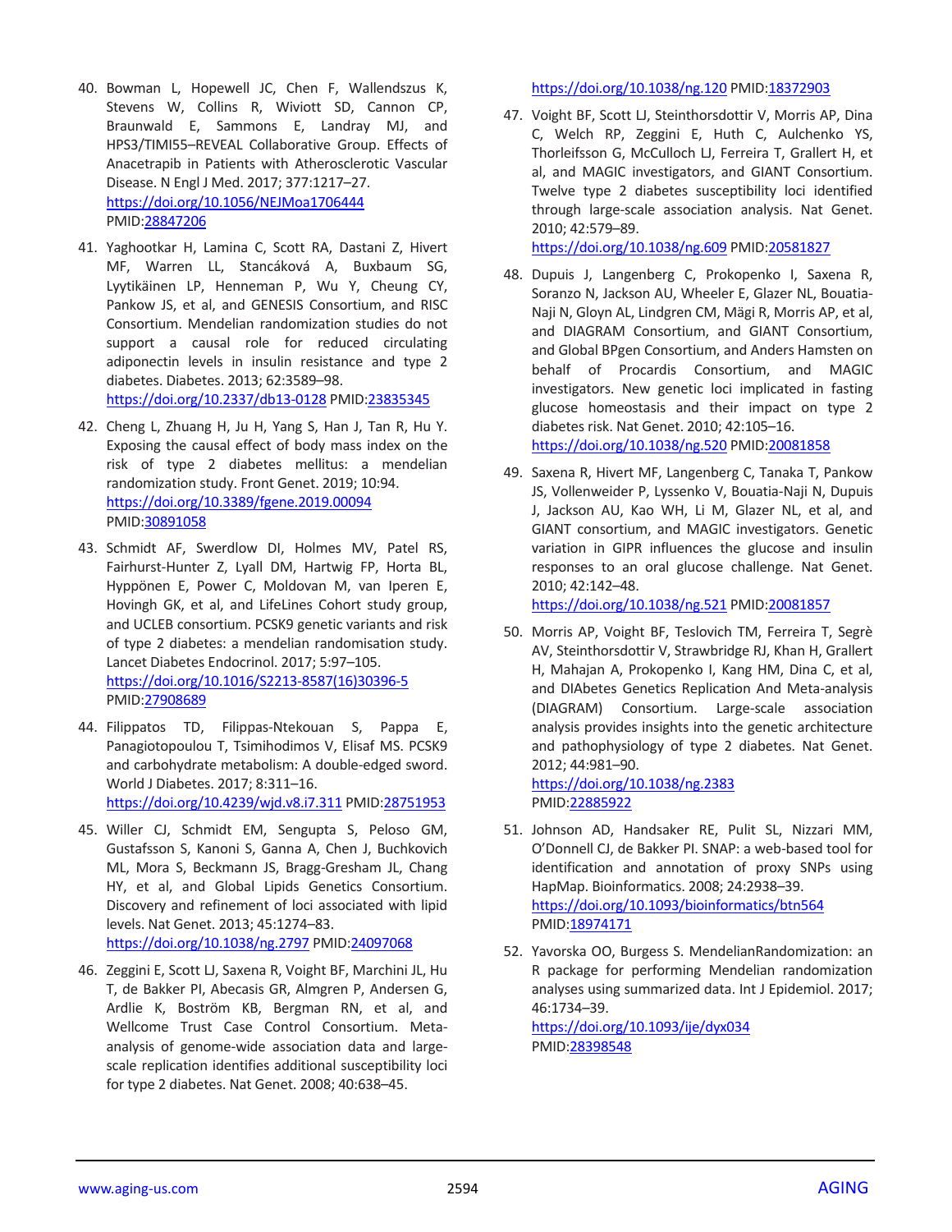40. Bowman L, Hopewell JC, Chen F, Wallendszus K, Stevens W, Collins R, Wiviott SD, Cannon CP, Braunwald E, Sammons E, Landray MJ, and HPS3/TIMI55–REVEAL Collaborative Group. Effects of Anacetrapib in Patients with Atherosclerotic Vascular Disease. N Engl J Med. 2017; 377:1217–27. https://doi.org/10.1056/NEJMoa1706444 PMID:28847206

41. Yaghootkar H, Lamina C, Scott RA, Dastani Z, Hivert MF, Warren LL, Stancáková A, Buxbaum SG, Lyytikäinen LP, Henneman P, Wu Y, Cheung CY, Pankow JS, et al, and GENESIS Consortium, and RISC Consortium. Mendelian randomization studies do not support a causal role for reduced circulating adiponectin levels in insulin resistance and type 2 diabetes. Diabetes. 2013; 62:3589–98. https://doi.org/10.2337/db13-0128 PMID:23835345

42. Cheng L, Zhuang H, Ju H, Yang S, Han J, Tan R, Hu Y. Exposing the causal effect of body mass index on the risk of type 2 diabetes mellitus: a mendelian randomization study. Front Genet. 2019; 10:94. https://doi.org/10.3389/fgene.2019.00094 PMID:30891058

43. Schmidt AF, Swerdlow DI, Holmes MV, Patel RS, Fairhurst-Hunter Z, Lyall DM, Hartwig FP, Horta BL, Hyppönen E, Power C, Moldovan M, van Iperen E, Hovingh GK, et al, and LifeLines Cohort study group, and UCLEB consortium. PCSK9 genetic variants and risk of type 2 diabetes: a mendelian randomisation study. Lancet Diabetes Endocrinol. 2017; 5:97–105. https://doi.org/10.1016/S2213-8587(16)30396-5 PMID:27908689

44. Filippatos TD, Filippas-Ntekouan S, Pappa E, Panagiotopoulou T, Tsimihodimos V, Elisaf MS. PCSK9 and carbohydrate metabolism: A double-edged sword. World J Diabetes. 2017; 8:311–16. https://doi.org/10.4239/wjd.v8.i7.311 PMID:28751953

45. Willer CJ, Schmidt EM, Sengupta S, Peloso GM, Gustafsson S, Kanoni S, Ganna A, Chen J, Buchkovich ML, Mora S, Beckmann JS, Bragg-Gresham JL, Chang HY, et al, and Global Lipids Genetics Consortium. Discovery and refinement of loci associated with lipid levels. Nat Genet. 2013; 45:1274–83. https://doi.org/10.1038/ng.2797 PMID:24097068

46. Zeggini E, Scott LJ, Saxena R, Voight BF, Marchini JL, Hu T, de Bakker PI, Abecasis GR, Almgren P, Andersen G, Ardlie K, Boström KB, Bergman RN, et al, and Wellcome Trust Case Control Consortium. Meta-analysis of genome-wide association data and large-scale replication identifies additional susceptibility loci for type 2 diabetes. Nat Genet. 2008; 40:638–45. https://doi.org/10.1038/ng.120 PMID:18372903

47. Voight BF, Scott LJ, Steinthorsdottir V, Morris AP, Dina C, Welch RP, Zeggini E, Huth C, Aulchenko YS, Thorleifsson G, McCulloch LJ, Ferreira T, Grallert H, et al, and MAGIC investigators, and GIANT Consortium. Twelve type 2 diabetes susceptibility loci identified through large-scale association analysis. Nat Genet. 2010; 42:579–89. https://doi.org/10.1038/ng.609 PMID:20581827

48. Dupuis J, Langenberg C, Prokopenko I, Saxena R, Soranzo N, Jackson AU, Wheeler E, Glazer NL, Bouatia-Naji N, Gloyn AL, Lindgren CM, Mägi R, Morris AP, et al, and DIAGRAM Consortium, and GIANT Consortium, and Global BPgen Consortium, and Anders Hamsten on behalf of Procardis Consortium, and MAGIC investigators. New genetic loci implicated in fasting glucose homeostasis and their impact on type 2 diabetes risk. Nat Genet. 2010; 42:105–16. https://doi.org/10.1038/ng.520 PMID:20081858

49. Saxena R, Hivert MF, Langenberg C, Tanaka T, Pankow JS, Vollenweider P, Lyssenko V, Bouatia-Naji N, Dupuis J, Jackson AU, Kao WH, Li M, Glazer NL, et al, and GIANT consortium, and MAGIC investigators. Genetic variation in GIPR influences the glucose and insulin responses to an oral glucose challenge. Nat Genet. 2010; 42:142–48. https://doi.org/10.1038/ng.521 PMID:20081857

50. Morris AP, Voight BF, Teslovich TM, Ferreira T, Segrè AV, Steinthorsdottir V, Strawbridge RJ, Khan H, Grallert H, Mahajan A, Prokopenko I, Kang HM, Dina C, et al, and DIAbetes Genetics Replication And Meta-analysis (DIAGRAM) Consortium. Large-scale association analysis provides insights into the genetic architecture and pathophysiology of type 2 diabetes. Nat Genet. 2012; 44:981–90. https://doi.org/10.1038/ng.2383 PMID:22885922

51. Johnson AD, Handsaker RE, Pulit SL, Nizzari MM, O'Donnell CJ, de Bakker PI. SNAP: a web-based tool for identification and annotation of proxy SNPs using HapMap. Bioinformatics. 2008; 24:2938–39. https://doi.org/10.1093/bioinformatics/btn564 PMID:18974171

52. Yavorska OO, Burgess S. MendelianRandomization: an R package for performing Mendelian randomization analyses using summarized data. Int J Epidemiol. 2017; 46:1734–39. https://doi.org/10.1093/ije/dyx034 PMID:28398548